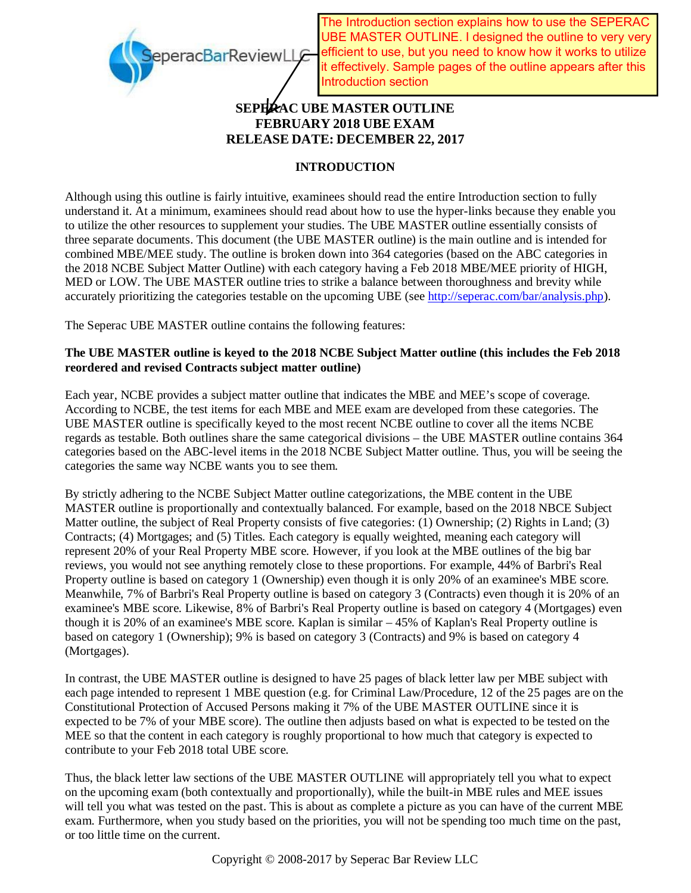The Introduction section explains how to use the SEPERAC UBE MASTER OUTLINE. I designed the outline to very very efficient to use, but you need to know how it works to utilize it effectively. Sample pages of the outline appears after this Introduction section

# SEPERAC UBE MASTER OUTLINE
# FEBRUARY 2018 UBE EXAM
# RELEASE DATE: DECEMBER 22, 2017

## INTRODUCTION

Although using this outline is fairly intuitive, examinees should read the entire Introduction section to fully understand it. At a minimum, examinees should read about how to use the hyper-links because they enable you to utilize the other resources to supplement your studies. The UBE MASTER outline essentially consists of three separate documents. This document (the UBE MASTER outline) is the main outline and is intended for combined MBE/MEE study. The outline is broken down into 364 categories (based on the ABC categories in the 2018 NCBE Subject Matter Outline) with each category having a Feb 2018 MBE/MEE priority of HIGH, MED or LOW. The UBE MASTER outline tries to strike a balance between thoroughness and brevity while accurately prioritizing the categories testable on the upcoming UBE (see http://seperac.com/bar/analysis.php).

The Seperac UBE MASTER outline contains the following features:

**The UBE MASTER outline is keyed to the 2018 NCBE Subject Matter outline (this includes the Feb 2018 reordered and revised Contracts subject matter outline)**

Each year, NCBE provides a subject matter outline that indicates the MBE and MEE's scope of coverage. According to NCBE, the test items for each MBE and MEE exam are developed from these categories. The UBE MASTER outline is specifically keyed to the most recent NCBE outline to cover all the items NCBE regards as testable. Both outlines share the same categorical divisions – the UBE MASTER outline contains 364 categories based on the ABC-level items in the 2018 NCBE Subject Matter outline. Thus, you will be seeing the categories the same way NCBE wants you to see them.

By strictly adhering to the NCBE Subject Matter outline categorizations, the MBE content in the UBE MASTER outline is proportionally and contextually balanced. For example, based on the 2018 NBCE Subject Matter outline, the subject of Real Property consists of five categories: (1) Ownership; (2) Rights in Land; (3) Contracts; (4) Mortgages; and (5) Titles. Each category is equally weighted, meaning each category will represent 20% of your Real Property MBE score. However, if you look at the MBE outlines of the big bar reviews, you would not see anything remotely close to these proportions. For example, 44% of Barbri's Real Property outline is based on category 1 (Ownership) even though it is only 20% of an examinee's MBE score. Meanwhile, 7% of Barbri's Real Property outline is based on category 3 (Contracts) even though it is 20% of an examinee's MBE score. Likewise, 8% of Barbri's Real Property outline is based on category 4 (Mortgages) even though it is 20% of an examinee's MBE score. Kaplan is similar – 45% of Kaplan's Real Property outline is based on category 1 (Ownership); 9% is based on category 3 (Contracts) and 9% is based on category 4 (Mortgages).

In contrast, the UBE MASTER outline is designed to have 25 pages of black letter law per MBE subject with each page intended to represent 1 MBE question (e.g. for Criminal Law/Procedure, 12 of the 25 pages are on the Constitutional Protection of Accused Persons making it 7% of the UBE MASTER OUTLINE since it is expected to be 7% of your MBE score). The outline then adjusts based on what is expected to be tested on the MEE so that the content in each category is roughly proportional to how much that category is expected to contribute to your Feb 2018 total UBE score.

Thus, the black letter law sections of the UBE MASTER OUTLINE will appropriately tell you what to expect on the upcoming exam (both contextually and proportionally), while the built-in MBE rules and MEE issues will tell you what was tested on the past. This is about as complete a picture as you can have of the current MBE exam. Furthermore, when you study based on the priorities, you will not be spending too much time on the past, or too little time on the current.

Copyright © 2008-2017 by Seperac Bar Review LLC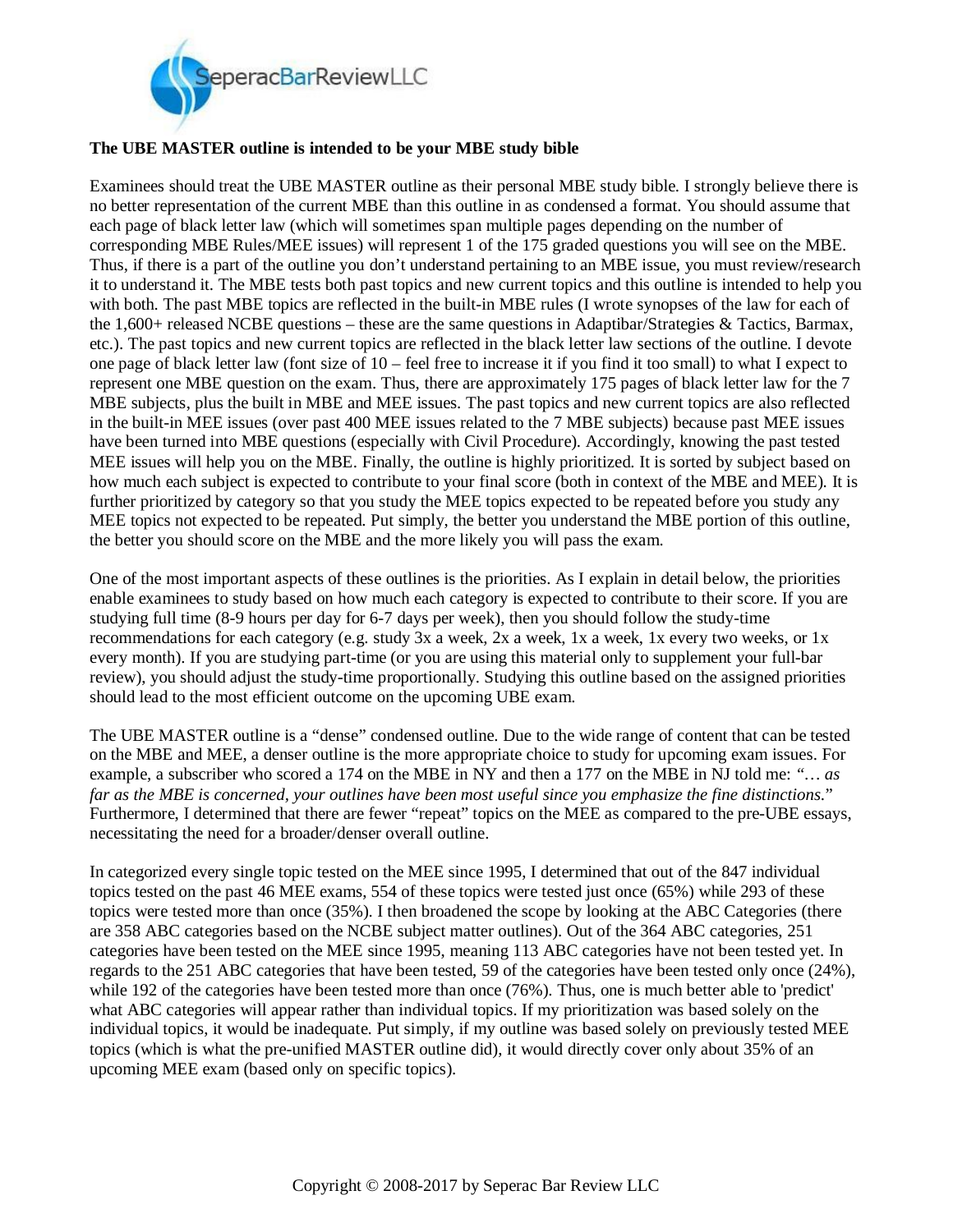**The UBE MASTER outline is intended to be your MBE study bible**

Examinees should treat the UBE MASTER outline as their personal MBE study bible. I strongly believe there is no better representation of the current MBE than this outline in as condensed a format. You should assume that each page of black letter law (which will sometimes span multiple pages depending on the number of corresponding MBE Rules/MEE issues) will represent 1 of the 175 graded questions you will see on the MBE. Thus, if there is a part of the outline you don't understand pertaining to an MBE issue, you must review/research it to understand it. The MBE tests both past topics and new current topics and this outline is intended to help you with both. The past MBE topics are reflected in the built-in MBE rules (I wrote synopses of the law for each of the 1,600+ released NCBE questions – these are the same questions in Adaptibar/Strategies & Tactics, Barmax, etc.). The past topics and new current topics are reflected in the black letter law sections of the outline. I devote one page of black letter law (font size of 10 – feel free to increase it if you find it too small) to what I expect to represent one MBE question on the exam. Thus, there are approximately 175 pages of black letter law for the 7 MBE subjects, plus the built in MBE and MEE issues. The past topics and new current topics are also reflected in the built-in MEE issues (over past 400 MEE issues related to the 7 MBE subjects) because past MEE issues have been turned into MBE questions (especially with Civil Procedure). Accordingly, knowing the past tested MEE issues will help you on the MBE. Finally, the outline is highly prioritized. It is sorted by subject based on how much each subject is expected to contribute to your final score (both in context of the MBE and MEE). It is further prioritized by category so that you study the MEE topics expected to be repeated before you study any MEE topics not expected to be repeated. Put simply, the better you understand the MBE portion of this outline, the better you should score on the MBE and the more likely you will pass the exam.

One of the most important aspects of these outlines is the priorities. As I explain in detail below, the priorities enable examinees to study based on how much each category is expected to contribute to their score. If you are studying full time (8-9 hours per day for 6-7 days per week), then you should follow the study-time recommendations for each category (e.g. study 3x a week, 2x a week, 1x a week, 1x every two weeks, or 1x every month). If you are studying part-time (or you are using this material only to supplement your full-bar review), you should adjust the study-time proportionally. Studying this outline based on the assigned priorities should lead to the most efficient outcome on the upcoming UBE exam.

The UBE MASTER outline is a "dense" condensed outline. Due to the wide range of content that can be tested on the MBE and MEE, a denser outline is the more appropriate choice to study for upcoming exam issues. For example, a subscriber who scored a 174 on the MBE in NY and then a 177 on the MBE in NJ told me: *"… as far as the MBE is concerned, your outlines have been most useful since you emphasize the fine distinctions."* Furthermore, I determined that there are fewer "repeat" topics on the MEE as compared to the pre-UBE essays, necessitating the need for a broader/denser overall outline.

In categorized every single topic tested on the MEE since 1995, I determined that out of the 847 individual topics tested on the past 46 MEE exams, 554 of these topics were tested just once (65%) while 293 of these topics were tested more than once (35%). I then broadened the scope by looking at the ABC Categories (there are 358 ABC categories based on the NCBE subject matter outlines). Out of the 364 ABC categories, 251 categories have been tested on the MEE since 1995, meaning 113 ABC categories have not been tested yet. In regards to the 251 ABC categories that have been tested, 59 of the categories have been tested only once (24%), while 192 of the categories have been tested more than once (76%). Thus, one is much better able to 'predict' what ABC categories will appear rather than individual topics. If my prioritization was based solely on the individual topics, it would be inadequate. Put simply, if my outline was based solely on previously tested MEE topics (which is what the pre-unified MASTER outline did), it would directly cover only about 35% of an upcoming MEE exam (based only on specific topics).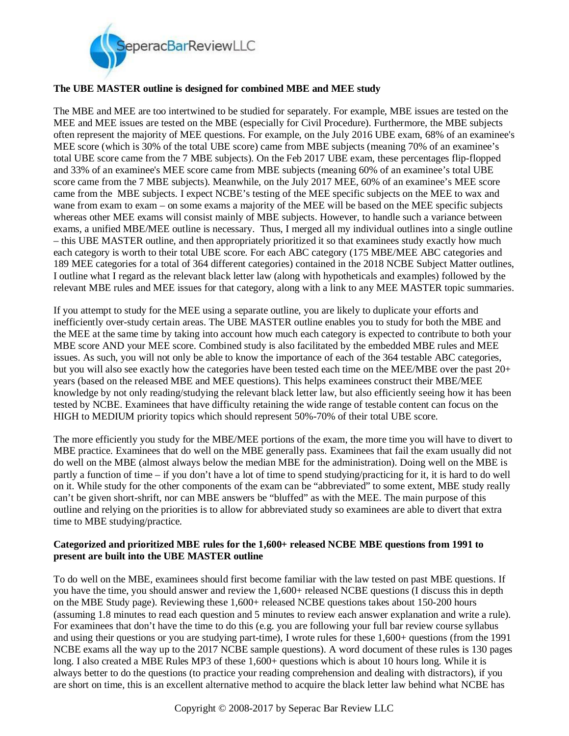**The UBE MASTER outline is designed for combined MBE and MEE study**

The MBE and MEE are too intertwined to be studied for separately. For example, MBE issues are tested on the MEE and MEE issues are tested on the MBE (especially for Civil Procedure). Furthermore, the MBE subjects often represent the majority of MEE questions. For example, on the July 2016 UBE exam, 68% of an examinee's MEE score (which is 30% of the total UBE score) came from MBE subjects (meaning 70% of an examinee's total UBE score came from the 7 MBE subjects). On the Feb 2017 UBE exam, these percentages flip-flopped and 33% of an examinee's MEE score came from MBE subjects (meaning 60% of an examinee's total UBE score came from the 7 MBE subjects). Meanwhile, on the July 2017 MEE, 60% of an examinee's MEE score came from the MBE subjects. I expect NCBE's testing of the MEE specific subjects on the MEE to wax and wane from exam to exam – on some exams a majority of the MEE will be based on the MEE specific subjects whereas other MEE exams will consist mainly of MBE subjects. However, to handle such a variance between exams, a unified MBE/MEE outline is necessary. Thus, I merged all my individual outlines into a single outline – this UBE MASTER outline, and then appropriately prioritized it so that examinees study exactly how much each category is worth to their total UBE score. For each ABC category (175 MBE/MEE ABC categories and 189 MEE categories for a total of 364 different categories) contained in the 2018 NCBE Subject Matter outlines, I outline what I regard as the relevant black letter law (along with hypotheticals and examples) followed by the relevant MBE rules and MEE issues for that category, along with a link to any MEE MASTER topic summaries.

If you attempt to study for the MEE using a separate outline, you are likely to duplicate your efforts and inefficiently over-study certain areas. The UBE MASTER outline enables you to study for both the MBE and the MEE at the same time by taking into account how much each category is expected to contribute to both your MBE score AND your MEE score. Combined study is also facilitated by the embedded MBE rules and MEE issues. As such, you will not only be able to know the importance of each of the 364 testable ABC categories, but you will also see exactly how the categories have been tested each time on the MEE/MBE over the past 20+ years (based on the released MBE and MEE questions). This helps examinees construct their MBE/MEE knowledge by not only reading/studying the relevant black letter law, but also efficiently seeing how it has been tested by NCBE. Examinees that have difficulty retaining the wide range of testable content can focus on the HIGH to MEDIUM priority topics which should represent 50%-70% of their total UBE score.

The more efficiently you study for the MBE/MEE portions of the exam, the more time you will have to divert to MBE practice. Examinees that do well on the MBE generally pass. Examinees that fail the exam usually did not do well on the MBE (almost always below the median MBE for the administration). Doing well on the MBE is partly a function of time – if you don't have a lot of time to spend studying/practicing for it, it is hard to do well on it. While study for the other components of the exam can be "abbreviated" to some extent, MBE study really can't be given short-shrift, nor can MBE answers be "bluffed" as with the MEE. The main purpose of this outline and relying on the priorities is to allow for abbreviated study so examinees are able to divert that extra time to MBE studying/practice.

**Categorized and prioritized MBE rules for the 1,600+ released NCBE MBE questions from 1991 to present are built into the UBE MASTER outline**

To do well on the MBE, examinees should first become familiar with the law tested on past MBE questions. If you have the time, you should answer and review the 1,600+ released NCBE questions (I discuss this in depth on the MBE Study page). Reviewing these 1,600+ released NCBE questions takes about 150-200 hours (assuming 1.8 minutes to read each question and 5 minutes to review each answer explanation and write a rule). For examinees that don't have the time to do this (e.g. you are following your full bar review course syllabus and using their questions or you are studying part-time), I wrote rules for these 1,600+ questions (from the 1991 NCBE exams all the way up to the 2017 NCBE sample questions). A word document of these rules is 130 pages long. I also created a MBE Rules MP3 of these 1,600+ questions which is about 10 hours long. While it is always better to do the questions (to practice your reading comprehension and dealing with distractors), if you are short on time, this is an excellent alternative method to acquire the black letter law behind what NCBE has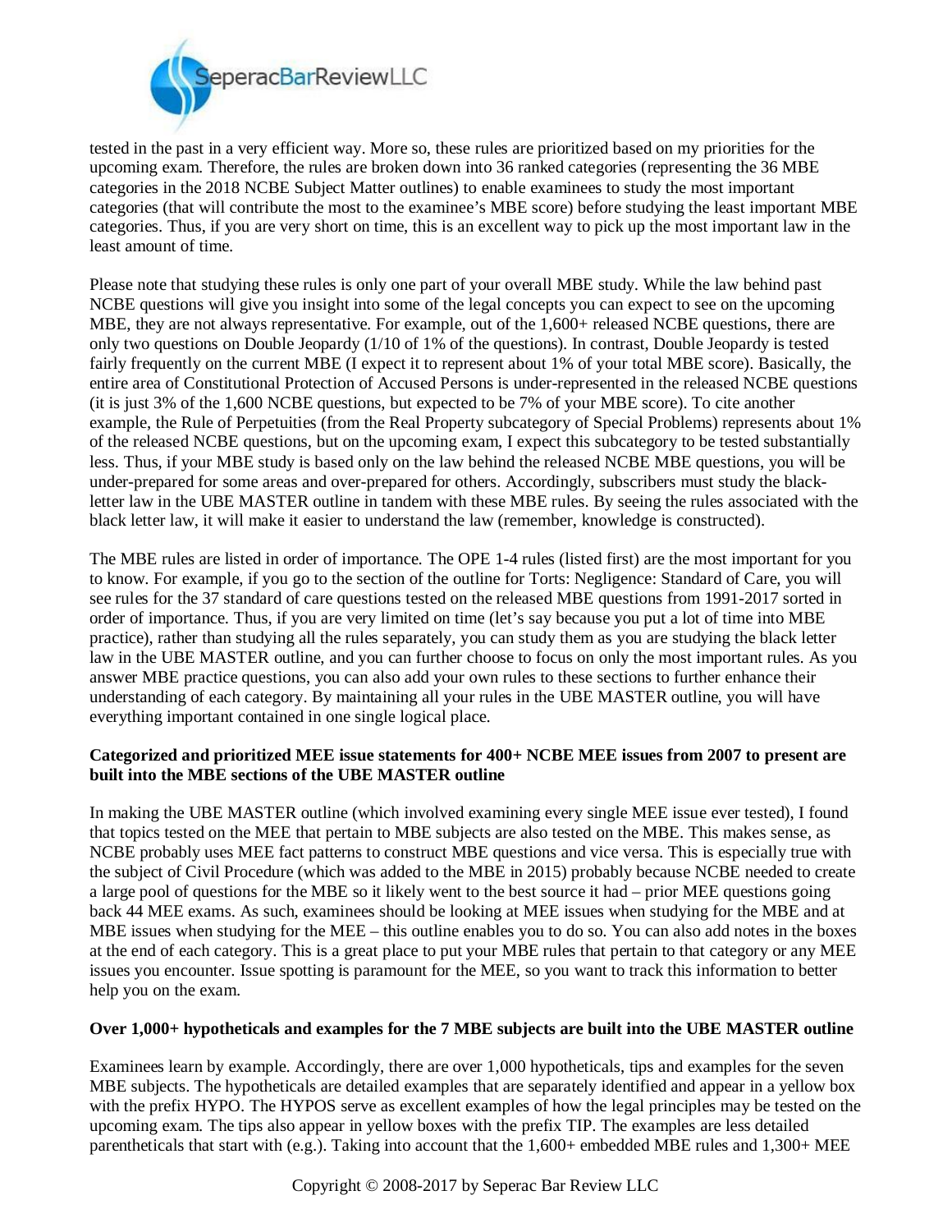tested in the past in a very efficient way. More so, these rules are prioritized based on my priorities for the upcoming exam. Therefore, the rules are broken down into 36 ranked categories (representing the 36 MBE categories in the 2018 NCBE Subject Matter outlines) to enable examinees to study the most important categories (that will contribute the most to the examinee's MBE score) before studying the least important MBE categories. Thus, if you are very short on time, this is an excellent way to pick up the most important law in the least amount of time.

Please note that studying these rules is only one part of your overall MBE study. While the law behind past NCBE questions will give you insight into some of the legal concepts you can expect to see on the upcoming MBE, they are not always representative. For example, out of the 1,600+ released NCBE questions, there are only two questions on Double Jeopardy (1/10 of 1% of the questions). In contrast, Double Jeopardy is tested fairly frequently on the current MBE (I expect it to represent about 1% of your total MBE score). Basically, the entire area of Constitutional Protection of Accused Persons is under-represented in the released NCBE questions (it is just 3% of the 1,600 NCBE questions, but expected to be 7% of your MBE score). To cite another example, the Rule of Perpetuities (from the Real Property subcategory of Special Problems) represents about 1% of the released NCBE questions, but on the upcoming exam, I expect this subcategory to be tested substantially less. Thus, if your MBE study is based only on the law behind the released NCBE MBE questions, you will be under-prepared for some areas and over-prepared for others. Accordingly, subscribers must study the black-letter law in the UBE MASTER outline in tandem with these MBE rules. By seeing the rules associated with the black letter law, it will make it easier to understand the law (remember, knowledge is constructed).

The MBE rules are listed in order of importance. The OPE 1-4 rules (listed first) are the most important for you to know. For example, if you go to the section of the outline for Torts: Negligence: Standard of Care, you will see rules for the 37 standard of care questions tested on the released MBE questions from 1991-2017 sorted in order of importance. Thus, if you are very limited on time (let's say because you put a lot of time into MBE practice), rather than studying all the rules separately, you can study them as you are studying the black letter law in the UBE MASTER outline, and you can further choose to focus on only the most important rules. As you answer MBE practice questions, you can also add your own rules to these sections to further enhance their understanding of each category. By maintaining all your rules in the UBE MASTER outline, you will have everything important contained in one single logical place.

**Categorized and prioritized MEE issue statements for 400+ NCBE MEE issues from 2007 to present are built into the MBE sections of the UBE MASTER outline**

In making the UBE MASTER outline (which involved examining every single MEE issue ever tested), I found that topics tested on the MEE that pertain to MBE subjects are also tested on the MBE. This makes sense, as NCBE probably uses MEE fact patterns to construct MBE questions and vice versa. This is especially true with the subject of Civil Procedure (which was added to the MBE in 2015) probably because NCBE needed to create a large pool of questions for the MBE so it likely went to the best source it had – prior MEE questions going back 44 MEE exams. As such, examinees should be looking at MEE issues when studying for the MBE and at MBE issues when studying for the MEE – this outline enables you to do so. You can also add notes in the boxes at the end of each category. This is a great place to put your MBE rules that pertain to that category or any MEE issues you encounter. Issue spotting is paramount for the MEE, so you want to track this information to better help you on the exam.

**Over 1,000+ hypotheticals and examples for the 7 MBE subjects are built into the UBE MASTER outline**

Examinees learn by example. Accordingly, there are over 1,000 hypotheticals, tips and examples for the seven MBE subjects. The hypotheticals are detailed examples that are separately identified and appear in a yellow box with the prefix HYPO. The HYPOS serve as excellent examples of how the legal principles may be tested on the upcoming exam. The tips also appear in yellow boxes with the prefix TIP. The examples are less detailed parentheticals that start with (e.g.). Taking into account that the 1,600+ embedded MBE rules and 1,300+ MEE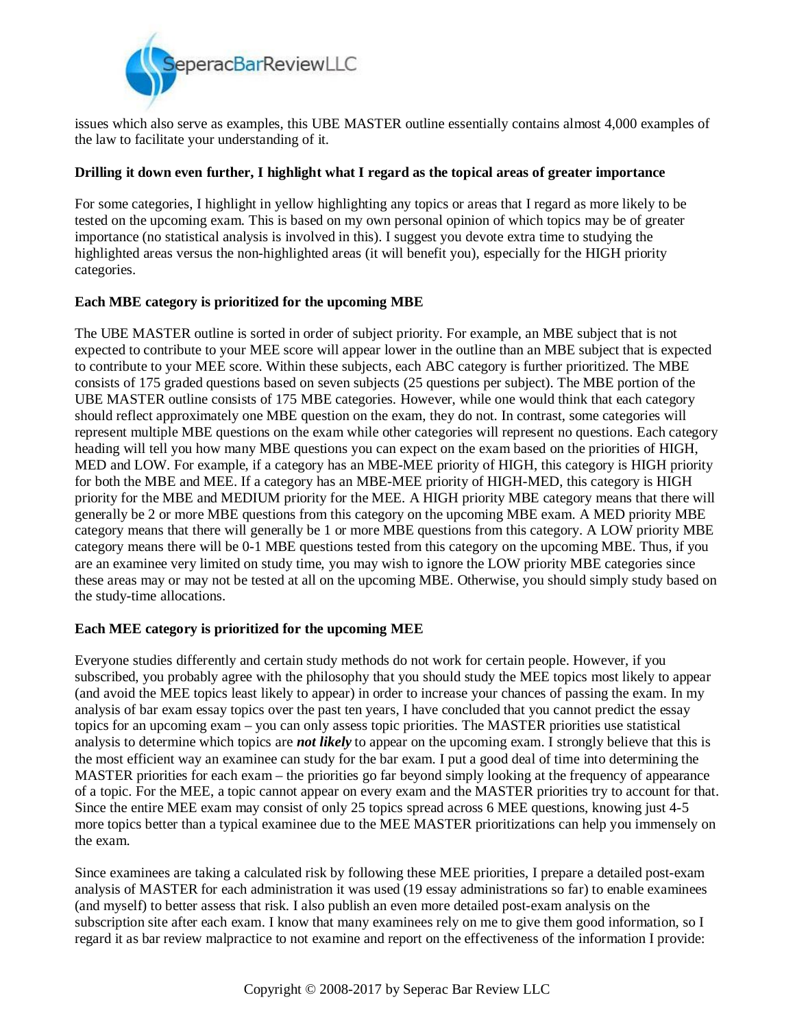issues which also serve as examples, this UBE MASTER outline essentially contains almost 4,000 examples of the law to facilitate your understanding of it.

**Drilling it down even further, I highlight what I regard as the topical areas of greater importance**

For some categories, I highlight in yellow highlighting any topics or areas that I regard as more likely to be tested on the upcoming exam. This is based on my own personal opinion of which topics may be of greater importance (no statistical analysis is involved in this). I suggest you devote extra time to studying the highlighted areas versus the non-highlighted areas (it will benefit you), especially for the HIGH priority categories.

**Each MBE category is prioritized for the upcoming MBE**

The UBE MASTER outline is sorted in order of subject priority. For example, an MBE subject that is not expected to contribute to your MEE score will appear lower in the outline than an MBE subject that is expected to contribute to your MEE score. Within these subjects, each ABC category is further prioritized. The MBE consists of 175 graded questions based on seven subjects (25 questions per subject). The MBE portion of the UBE MASTER outline consists of 175 MBE categories. However, while one would think that each category should reflect approximately one MBE question on the exam, they do not. In contrast, some categories will represent multiple MBE questions on the exam while other categories will represent no questions. Each category heading will tell you how many MBE questions you can expect on the exam based on the priorities of HIGH, MED and LOW. For example, if a category has an MBE-MEE priority of HIGH, this category is HIGH priority for both the MBE and MEE. If a category has an MBE-MEE priority of HIGH-MED, this category is HIGH priority for the MBE and MEDIUM priority for the MEE. A HIGH priority MBE category means that there will generally be 2 or more MBE questions from this category on the upcoming MBE exam. A MED priority MBE category means that there will generally be 1 or more MBE questions from this category. A LOW priority MBE category means there will be 0-1 MBE questions tested from this category on the upcoming MBE. Thus, if you are an examinee very limited on study time, you may wish to ignore the LOW priority MBE categories since these areas may or may not be tested at all on the upcoming MBE. Otherwise, you should simply study based on the study-time allocations.

**Each MEE category is prioritized for the upcoming MEE**

Everyone studies differently and certain study methods do not work for certain people. However, if you subscribed, you probably agree with the philosophy that you should study the MEE topics most likely to appear (and avoid the MEE topics least likely to appear) in order to increase your chances of passing the exam. In my analysis of bar exam essay topics over the past ten years, I have concluded that you cannot predict the essay topics for an upcoming exam – you can only assess topic priorities. The MASTER priorities use statistical analysis to determine which topics are ***not likely*** to appear on the upcoming exam. I strongly believe that this is the most efficient way an examinee can study for the bar exam. I put a good deal of time into determining the MASTER priorities for each exam – the priorities go far beyond simply looking at the frequency of appearance of a topic. For the MEE, a topic cannot appear on every exam and the MASTER priorities try to account for that. Since the entire MEE exam may consist of only 25 topics spread across 6 MEE questions, knowing just 4-5 more topics better than a typical examinee due to the MEE MASTER prioritizations can help you immensely on the exam.

Since examinees are taking a calculated risk by following these MEE priorities, I prepare a detailed post-exam analysis of MASTER for each administration it was used (19 essay administrations so far) to enable examinees (and myself) to better assess that risk. I also publish an even more detailed post-exam analysis on the subscription site after each exam. I know that many examinees rely on me to give them good information, so I regard it as bar review malpractice to not examine and report on the effectiveness of the information I provide: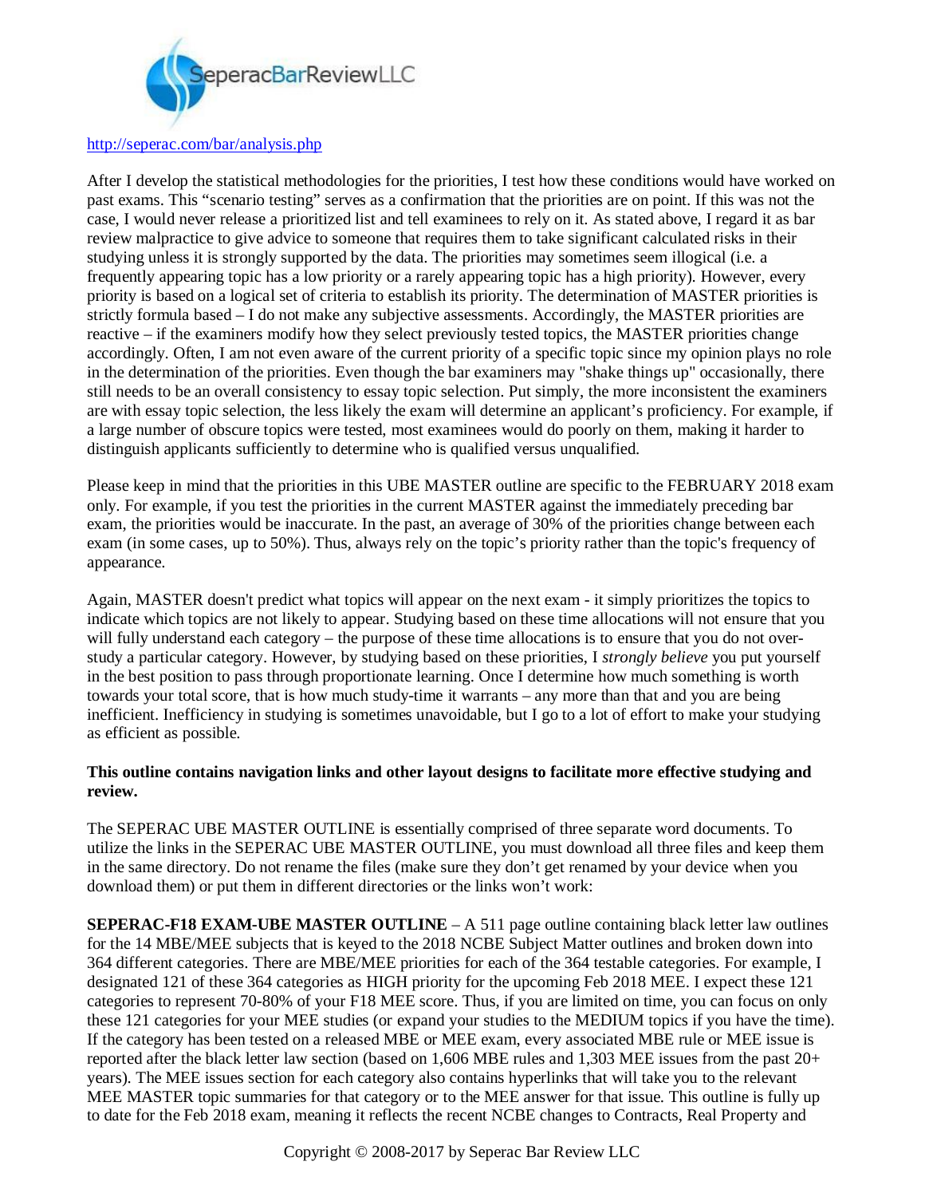http://seperac.com/bar/analysis.php

After I develop the statistical methodologies for the priorities, I test how these conditions would have worked on past exams. This "scenario testing" serves as a confirmation that the priorities are on point. If this was not the case, I would never release a prioritized list and tell examinees to rely on it. As stated above, I regard it as bar review malpractice to give advice to someone that requires them to take significant calculated risks in their studying unless it is strongly supported by the data. The priorities may sometimes seem illogical (i.e. a frequently appearing topic has a low priority or a rarely appearing topic has a high priority). However, every priority is based on a logical set of criteria to establish its priority. The determination of MASTER priorities is strictly formula based – I do not make any subjective assessments. Accordingly, the MASTER priorities are reactive – if the examiners modify how they select previously tested topics, the MASTER priorities change accordingly. Often, I am not even aware of the current priority of a specific topic since my opinion plays no role in the determination of the priorities. Even though the bar examiners may "shake things up" occasionally, there still needs to be an overall consistency to essay topic selection. Put simply, the more inconsistent the examiners are with essay topic selection, the less likely the exam will determine an applicant's proficiency. For example, if a large number of obscure topics were tested, most examinees would do poorly on them, making it harder to distinguish applicants sufficiently to determine who is qualified versus unqualified.

Please keep in mind that the priorities in this UBE MASTER outline are specific to the FEBRUARY 2018 exam only. For example, if you test the priorities in the current MASTER against the immediately preceding bar exam, the priorities would be inaccurate. In the past, an average of 30% of the priorities change between each exam (in some cases, up to 50%). Thus, always rely on the topic's priority rather than the topic's frequency of appearance.

Again, MASTER doesn't predict what topics will appear on the next exam - it simply prioritizes the topics to indicate which topics are not likely to appear. Studying based on these time allocations will not ensure that you will fully understand each category – the purpose of these time allocations is to ensure that you do not over-study a particular category. However, by studying based on these priorities, I *strongly believe* you put yourself in the best position to pass through proportionate learning. Once I determine how much something is worth towards your total score, that is how much study-time it warrants – any more than that and you are being inefficient. Inefficiency in studying is sometimes unavoidable, but I go to a lot of effort to make your studying as efficient as possible.

**This outline contains navigation links and other layout designs to facilitate more effective studying and review.**

The SEPERAC UBE MASTER OUTLINE is essentially comprised of three separate word documents. To utilize the links in the SEPERAC UBE MASTER OUTLINE, you must download all three files and keep them in the same directory. Do not rename the files (make sure they don't get renamed by your device when you download them) or put them in different directories or the links won't work:

**SEPERAC-F18 EXAM-UBE MASTER OUTLINE** – A 511 page outline containing black letter law outlines for the 14 MBE/MEE subjects that is keyed to the 2018 NCBE Subject Matter outlines and broken down into 364 different categories. There are MBE/MEE priorities for each of the 364 testable categories. For example, I designated 121 of these 364 categories as HIGH priority for the upcoming Feb 2018 MEE. I expect these 121 categories to represent 70-80% of your F18 MEE score. Thus, if you are limited on time, you can focus on only these 121 categories for your MEE studies (or expand your studies to the MEDIUM topics if you have the time). If the category has been tested on a released MBE or MEE exam, every associated MBE rule or MEE issue is reported after the black letter law section (based on 1,606 MBE rules and 1,303 MEE issues from the past 20+ years). The MEE issues section for each category also contains hyperlinks that will take you to the relevant MEE MASTER topic summaries for that category or to the MEE answer for that issue. This outline is fully up to date for the Feb 2018 exam, meaning it reflects the recent NCBE changes to Contracts, Real Property and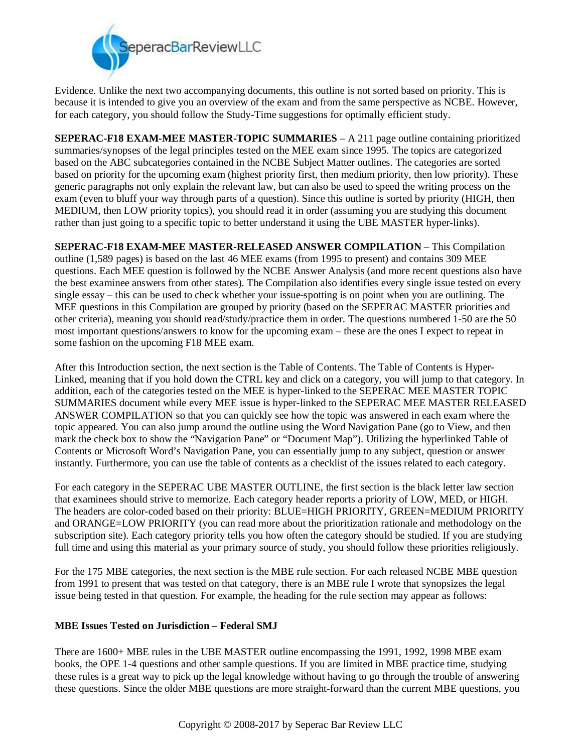Evidence. Unlike the next two accompanying documents, this outline is not sorted based on priority. This is because it is intended to give you an overview of the exam and from the same perspective as NCBE. However, for each category, you should follow the Study-Time suggestions for optimally efficient study.

**SEPERAC-F18 EXAM-MEE MASTER-TOPIC SUMMARIES** – A 211 page outline containing prioritized summaries/synopses of the legal principles tested on the MEE exam since 1995. The topics are categorized based on the ABC subcategories contained in the NCBE Subject Matter outlines. The categories are sorted based on priority for the upcoming exam (highest priority first, then medium priority, then low priority). These generic paragraphs not only explain the relevant law, but can also be used to speed the writing process on the exam (even to bluff your way through parts of a question). Since this outline is sorted by priority (HIGH, then MEDIUM, then LOW priority topics), you should read it in order (assuming you are studying this document rather than just going to a specific topic to better understand it using the UBE MASTER hyper-links).

**SEPERAC-F18 EXAM-MEE MASTER-RELEASED ANSWER COMPILATION** – This Compilation outline (1,589 pages) is based on the last 46 MEE exams (from 1995 to present) and contains 309 MEE questions. Each MEE question is followed by the NCBE Answer Analysis (and more recent questions also have the best examinee answers from other states). The Compilation also identifies every single issue tested on every single essay – this can be used to check whether your issue-spotting is on point when you are outlining. The MEE questions in this Compilation are grouped by priority (based on the SEPERAC MASTER priorities and other criteria), meaning you should read/study/practice them in order. The questions numbered 1-50 are the 50 most important questions/answers to know for the upcoming exam – these are the ones I expect to repeat in some fashion on the upcoming F18 MEE exam.

After this Introduction section, the next section is the Table of Contents. The Table of Contents is Hyper-Linked, meaning that if you hold down the CTRL key and click on a category, you will jump to that category. In addition, each of the categories tested on the MEE is hyper-linked to the SEPERAC MEE MASTER TOPIC SUMMARIES document while every MEE issue is hyper-linked to the SEPERAC MEE MASTER RELEASED ANSWER COMPILATION so that you can quickly see how the topic was answered in each exam where the topic appeared. You can also jump around the outline using the Word Navigation Pane (go to View, and then mark the check box to show the "Navigation Pane" or "Document Map"). Utilizing the hyperlinked Table of Contents or Microsoft Word's Navigation Pane, you can essentially jump to any subject, question or answer instantly. Furthermore, you can use the table of contents as a checklist of the issues related to each category.

For each category in the SEPERAC UBE MASTER OUTLINE, the first section is the black letter law section that examinees should strive to memorize. Each category header reports a priority of LOW, MED, or HIGH. The headers are color-coded based on their priority: BLUE=HIGH PRIORITY, GREEN=MEDIUM PRIORITY and ORANGE=LOW PRIORITY (you can read more about the prioritization rationale and methodology on the subscription site). Each category priority tells you how often the category should be studied. If you are studying full time and using this material as your primary source of study, you should follow these priorities religiously.

For the 175 MBE categories, the next section is the MBE rule section. For each released NCBE MBE question from 1991 to present that was tested on that category, there is an MBE rule I wrote that synopsizes the legal issue being tested in that question. For example, the heading for the rule section may appear as follows:

**MBE Issues Tested on Jurisdiction – Federal SMJ**

There are 1600+ MBE rules in the UBE MASTER outline encompassing the 1991, 1992, 1998 MBE exam books, the OPE 1-4 questions and other sample questions. If you are limited in MBE practice time, studying these rules is a great way to pick up the legal knowledge without having to go through the trouble of answering these questions. Since the older MBE questions are more straight-forward than the current MBE questions, you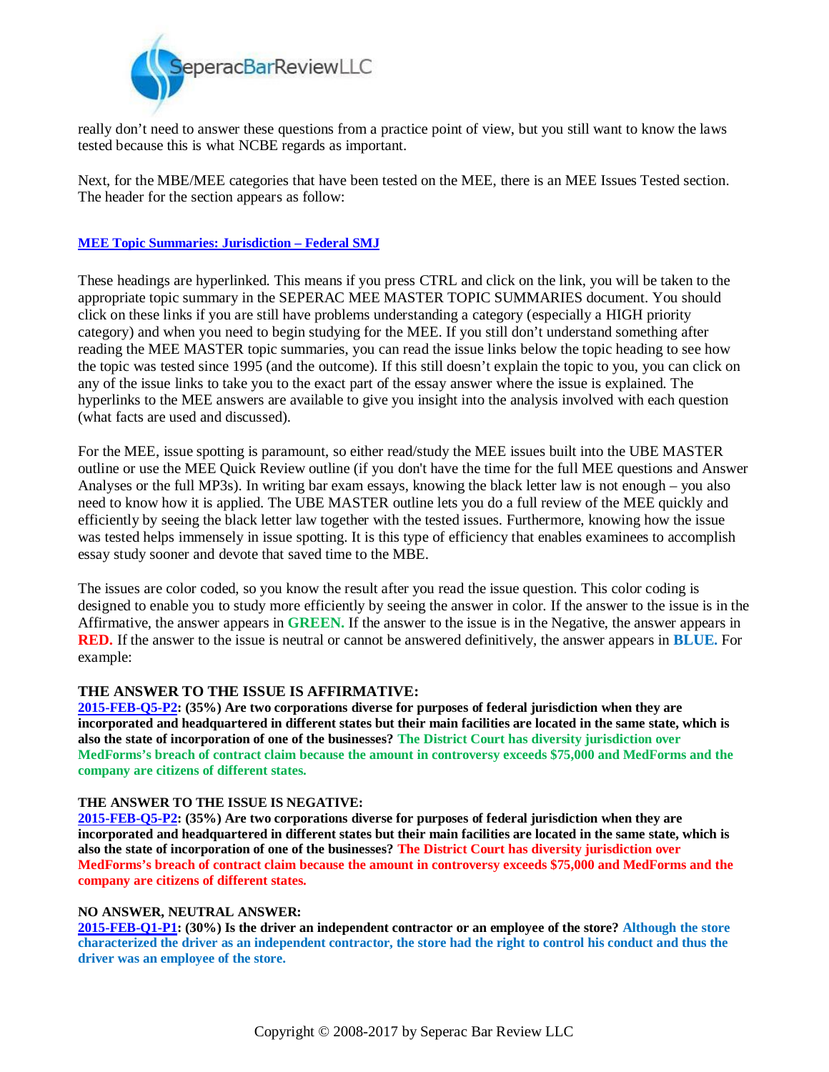really don't need to answer these questions from a practice point of view, but you still want to know the laws tested because this is what NCBE regards as important.

Next, for the MBE/MEE categories that have been tested on the MEE, there is an MEE Issues Tested section. The header for the section appears as follow:

**MEE Topic Summaries: Jurisdiction – Federal SMJ**

These headings are hyperlinked. This means if you press CTRL and click on the link, you will be taken to the appropriate topic summary in the SEPERAC MEE MASTER TOPIC SUMMARIES document. You should click on these links if you are still have problems understanding a category (especially a HIGH priority category) and when you need to begin studying for the MEE. If you still don't understand something after reading the MEE MASTER topic summaries, you can read the issue links below the topic heading to see how the topic was tested since 1995 (and the outcome). If this still doesn't explain the topic to you, you can click on any of the issue links to take you to the exact part of the essay answer where the issue is explained. The hyperlinks to the MEE answers are available to give you insight into the analysis involved with each question (what facts are used and discussed).

For the MEE, issue spotting is paramount, so either read/study the MEE issues built into the UBE MASTER outline or use the MEE Quick Review outline (if you don't have the time for the full MEE questions and Answer Analyses or the full MP3s). In writing bar exam essays, knowing the black letter law is not enough – you also need to know how it is applied. The UBE MASTER outline lets you do a full review of the MEE quickly and efficiently by seeing the black letter law together with the tested issues. Furthermore, knowing how the issue was tested helps immensely in issue spotting. It is this type of efficiency that enables examinees to accomplish essay study sooner and devote that saved time to the MBE.

The issues are color coded, so you know the result after you read the issue question. This color coding is designed to enable you to study more efficiently by seeing the answer in color. If the answer to the issue is in the Affirmative, the answer appears in **GREEN.** If the answer to the issue is in the Negative, the answer appears in **RED.** If the answer to the issue is neutral or cannot be answered definitively, the answer appears in **BLUE.** For example:

**THE ANSWER TO THE ISSUE IS AFFIRMATIVE:**

**2015-FEB-Q5-P2: (35%) Are two corporations diverse for purposes of federal jurisdiction when they are incorporated and headquartered in different states but their main facilities are located in the same state, which is also the state of incorporation of one of the businesses? The District Court has diversity jurisdiction over MedForms's breach of contract claim because the amount in controversy exceeds $75,000 and MedForms and the company are citizens of different states.**

**THE ANSWER TO THE ISSUE IS NEGATIVE:**

**2015-FEB-Q5-P2: (35%) Are two corporations diverse for purposes of federal jurisdiction when they are incorporated and headquartered in different states but their main facilities are located in the same state, which is also the state of incorporation of one of the businesses? The District Court has diversity jurisdiction over MedForms's breach of contract claim because the amount in controversy exceeds $75,000 and MedForms and the company are citizens of different states.**

**NO ANSWER, NEUTRAL ANSWER:**

**2015-FEB-Q1-P1: (30%) Is the driver an independent contractor or an employee of the store? Although the store characterized the driver as an independent contractor, the store had the right to control his conduct and thus the driver was an employee of the store.**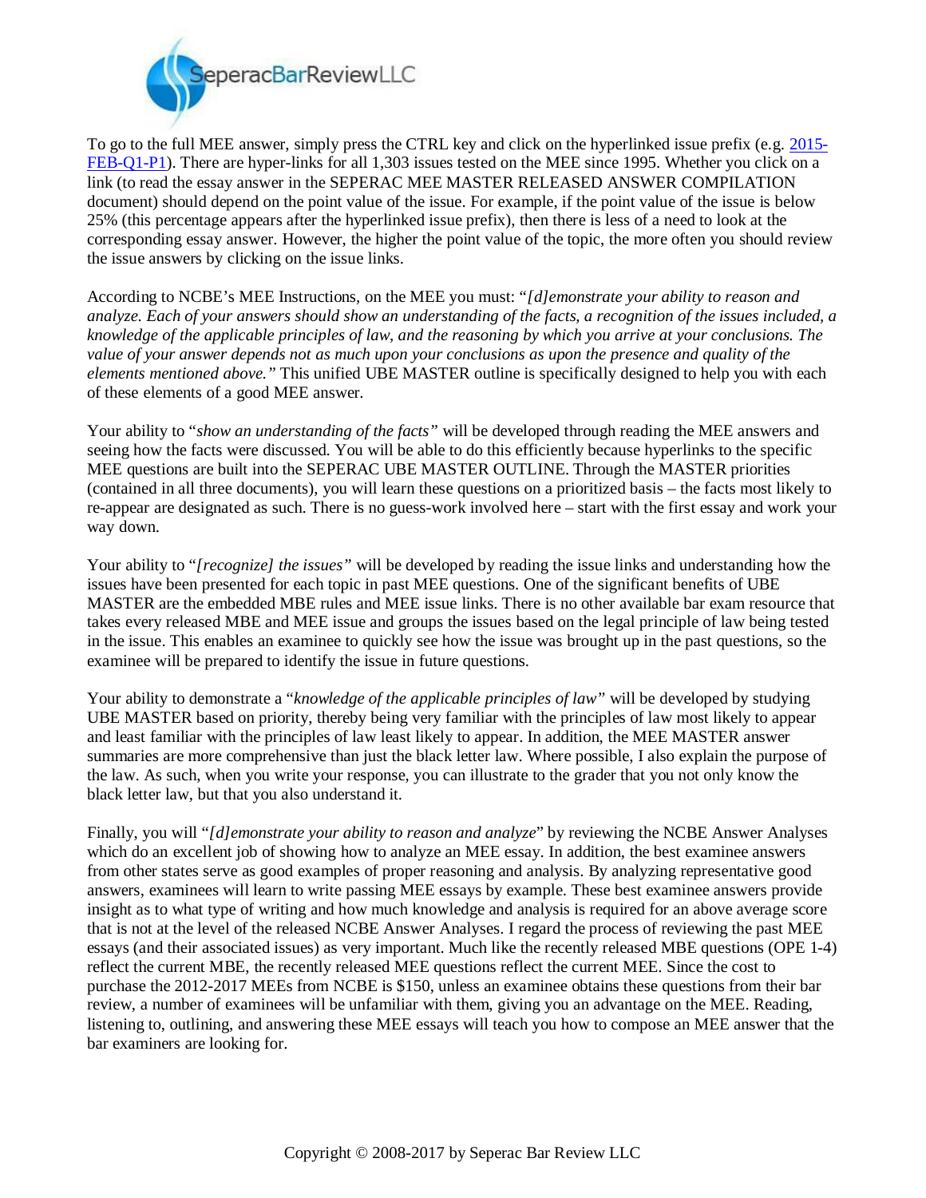To go to the full MEE answer, simply press the CTRL key and click on the hyperlinked issue prefix (e.g. 2015-FEB-Q1-P1). There are hyper-links for all 1,303 issues tested on the MEE since 1995. Whether you click on a link (to read the essay answer in the SEPERAC MEE MASTER RELEASED ANSWER COMPILATION document) should depend on the point value of the issue. For example, if the point value of the issue is below 25% (this percentage appears after the hyperlinked issue prefix), then there is less of a need to look at the corresponding essay answer. However, the higher the point value of the topic, the more often you should review the issue answers by clicking on the issue links.

According to NCBE's MEE Instructions, on the MEE you must: "*[d]emonstrate your ability to reason and analyze. Each of your answers should show an understanding of the facts, a recognition of the issues included, a knowledge of the applicable principles of law, and the reasoning by which you arrive at your conclusions. The value of your answer depends not as much upon your conclusions as upon the presence and quality of the elements mentioned above.*" This unified UBE MASTER outline is specifically designed to help you with each of these elements of a good MEE answer.

Your ability to "*show an understanding of the facts*" will be developed through reading the MEE answers and seeing how the facts were discussed. You will be able to do this efficiently because hyperlinks to the specific MEE questions are built into the SEPERAC UBE MASTER OUTLINE. Through the MASTER priorities (contained in all three documents), you will learn these questions on a prioritized basis – the facts most likely to re-appear are designated as such. There is no guess-work involved here – start with the first essay and work your way down.

Your ability to "*[recognize] the issues*" will be developed by reading the issue links and understanding how the issues have been presented for each topic in past MEE questions. One of the significant benefits of UBE MASTER are the embedded MBE rules and MEE issue links. There is no other available bar exam resource that takes every released MBE and MEE issue and groups the issues based on the legal principle of law being tested in the issue. This enables an examinee to quickly see how the issue was brought up in the past questions, so the examinee will be prepared to identify the issue in future questions.

Your ability to demonstrate a "*knowledge of the applicable principles of law*" will be developed by studying UBE MASTER based on priority, thereby being very familiar with the principles of law most likely to appear and least familiar with the principles of law least likely to appear. In addition, the MEE MASTER answer summaries are more comprehensive than just the black letter law. Where possible, I also explain the purpose of the law. As such, when you write your response, you can illustrate to the grader that you not only know the black letter law, but that you also understand it.

Finally, you will "*[d]emonstrate your ability to reason and analyze*" by reviewing the NCBE Answer Analyses which do an excellent job of showing how to analyze an MEE essay. In addition, the best examinee answers from other states serve as good examples of proper reasoning and analysis. By analyzing representative good answers, examinees will learn to write passing MEE essays by example. These best examinee answers provide insight as to what type of writing and how much knowledge and analysis is required for an above average score that is not at the level of the released NCBE Answer Analyses. I regard the process of reviewing the past MEE essays (and their associated issues) as very important. Much like the recently released MBE questions (OPE 1-4) reflect the current MBE, the recently released MEE questions reflect the current MEE. Since the cost to purchase the 2012-2017 MEEs from NCBE is $150, unless an examinee obtains these questions from their bar review, a number of examinees will be unfamiliar with them, giving you an advantage on the MEE. Reading, listening to, outlining, and answering these MEE essays will teach you how to compose an MEE answer that the bar examiners are looking for.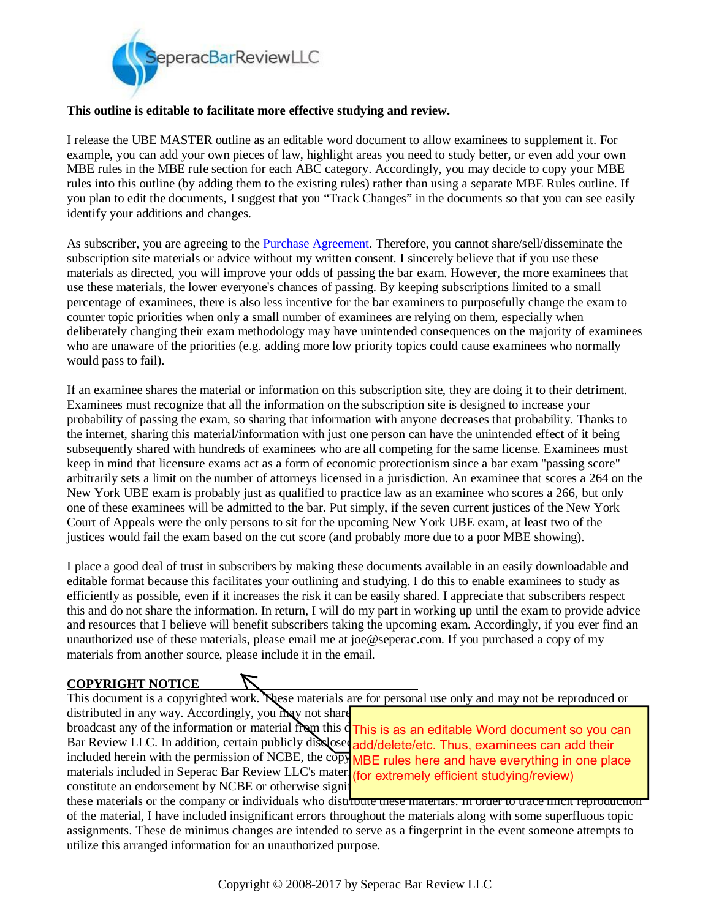**This outline is editable to facilitate more effective studying and review.**

I release the UBE MASTER outline as an editable word document to allow examinees to supplement it. For example, you can add your own pieces of law, highlight areas you need to study better, or even add your own MBE rules in the MBE rule section for each ABC category. Accordingly, you may decide to copy your MBE rules into this outline (by adding them to the existing rules) rather than using a separate MBE Rules outline. If you plan to edit the documents, I suggest that you "Track Changes" in the documents so that you can see easily identify your additions and changes.

As subscriber, you are agreeing to the Purchase Agreement. Therefore, you cannot share/sell/disseminate the subscription site materials or advice without my written consent. I sincerely believe that if you use these materials as directed, you will improve your odds of passing the bar exam. However, the more examinees that use these materials, the lower everyone's chances of passing. By keeping subscriptions limited to a small percentage of examinees, there is also less incentive for the bar examiners to purposefully change the exam to counter topic priorities when only a small number of examinees are relying on them, especially when deliberately changing their exam methodology may have unintended consequences on the majority of examinees who are unaware of the priorities (e.g. adding more low priority topics could cause examinees who normally would pass to fail).

If an examinee shares the material or information on this subscription site, they are doing it to their detriment. Examinees must recognize that all the information on the subscription site is designed to increase your probability of passing the exam, so sharing that information with anyone decreases that probability. Thanks to the internet, sharing this material/information with just one person can have the unintended effect of it being subsequently shared with hundreds of examinees who are all competing for the same license. Examinees must keep in mind that licensure exams act as a form of economic protectionism since a bar exam "passing score" arbitrarily sets a limit on the number of attorneys licensed in a jurisdiction. An examinee that scores a 264 on the New York UBE exam is probably just as qualified to practice law as an examinee who scores a 266, but only one of these examinees will be admitted to the bar. Put simply, if the seven current justices of the New York Court of Appeals were the only persons to sit for the upcoming New York UBE exam, at least two of the justices would fail the exam based on the cut score (and probably more due to a poor MBE showing).

I place a good deal of trust in subscribers by making these documents available in an easily downloadable and editable format because this facilitates your outlining and studying. I do this to enable examinees to study as efficiently as possible, even if it increases the risk it can be easily shared. I appreciate that subscribers respect this and do not share the information. In return, I will do my part in working up until the exam to provide advice and resources that I believe will benefit subscribers taking the upcoming exam. Accordingly, if you ever find an unauthorized use of these materials, please email me at joe@seperac.com. If you purchased a copy of my materials from another source, please include it in the email.

**COPYRIGHT NOTICE**

This document is a copyrighted work. These materials are for personal use only and may not be reproduced or distributed in any way. Accordingly, you may not share broadcast any of the information or material from this d Bar Review LLC. In addition, certain publicly disclosed included herein with the permission of NCBE, the copy materials included in Seperac Bar Review LLC's materi constitute an endorsement by NCBE or otherwise signi these materials or the company or individuals who distribute these materials. In order to trace illicit reproduction of the material, I have included insignificant errors throughout the materials along with some superfluous topic assignments. These de minimus changes are intended to serve as a fingerprint in the event someone attempts to utilize this arranged information for an unauthorized purpose.

This is as an editable Word document so you can add/delete/etc. Thus, examinees can add their MBE rules here and have everything in one place (for extremely efficient studying/review)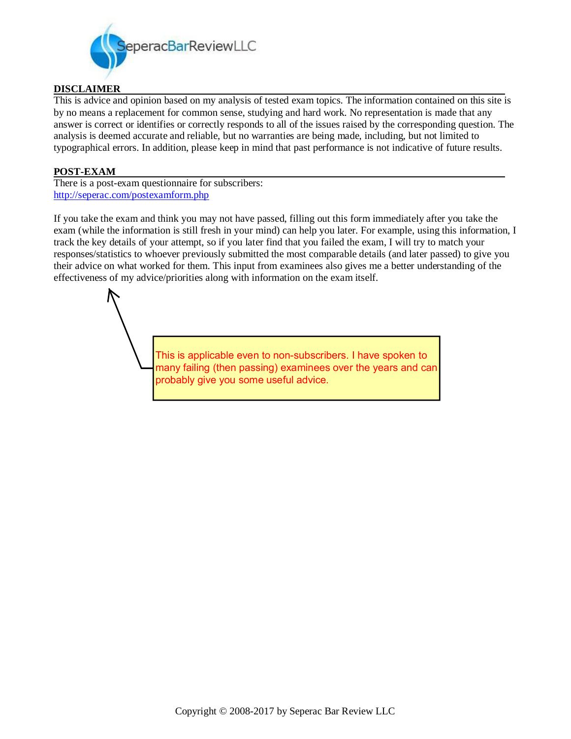SeperacBarReviewLLC

## DISCLAIMER

This is advice and opinion based on my analysis of tested exam topics. The information contained on this site is by no means a replacement for common sense, studying and hard work. No representation is made that any answer is correct or identifies or correctly responds to all of the issues raised by the corresponding question. The analysis is deemed accurate and reliable, but no warranties are being made, including, but not limited to typographical errors. In addition, please keep in mind that past performance is not indicative of future results.

## POST-EXAM

There is a post-exam questionnaire for subscribers:
[http://seperac.com/postexamform.php](http://seperac.com/postexamform.php)

If you take the exam and think you may not have passed, filling out this form immediately after you take the exam (while the information is still fresh in your mind) can help you later. For example, using this information, I track the key details of your attempt, so if you later find that you failed the exam, I will try to match your responses/statistics to whoever previously submitted the most comparable details (and later passed) to give you their advice on what worked for them. This input from examinees also gives me a better understanding of the effectiveness of my advice/priorities along with information on the exam itself.

> This is applicable even to non-subscribers. I have spoken to many failing (then passing) examinees over the years and can probably give you some useful advice.

Copyright © 2008-2017 by Seperac Bar Review LLC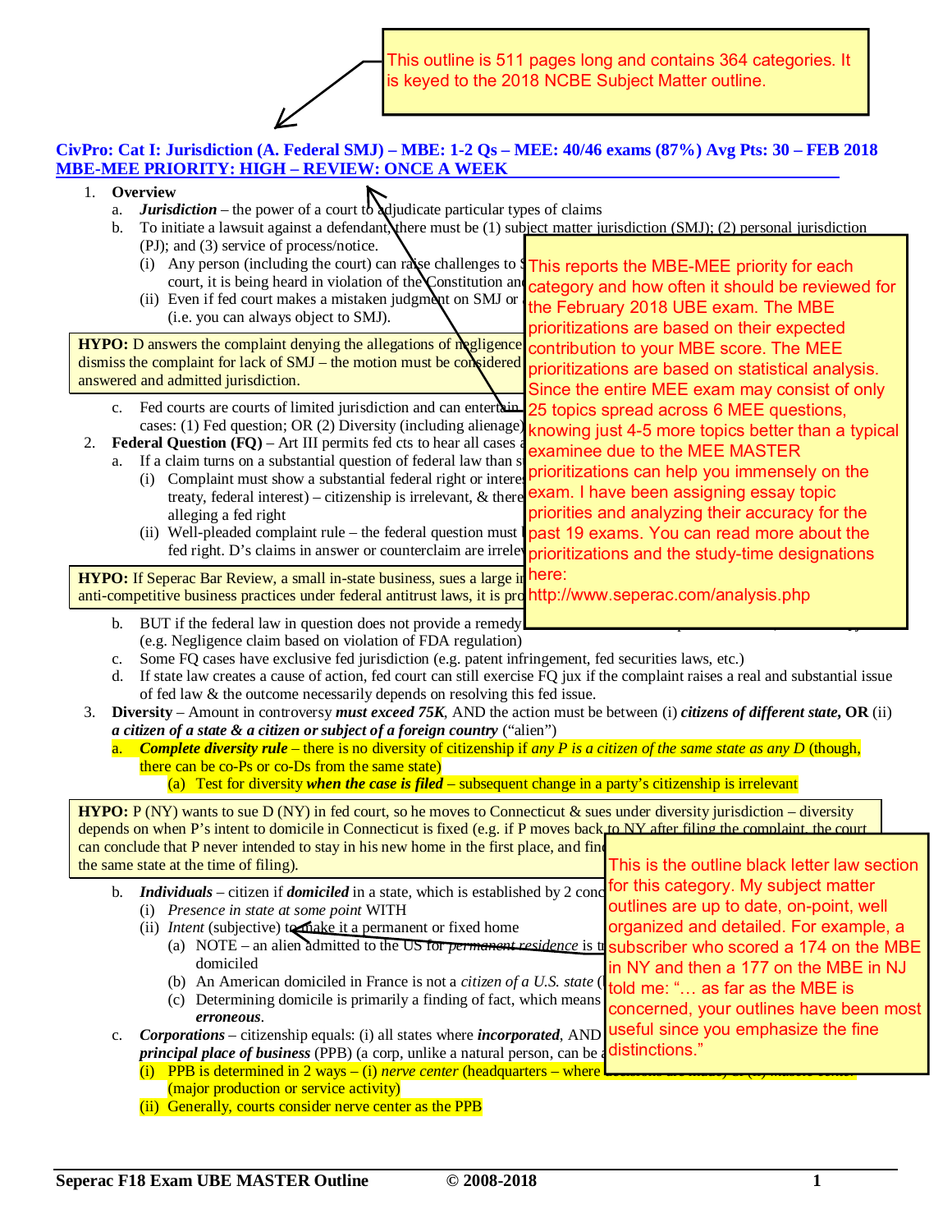This outline is 511 pages long and contains 364 categories. It is keyed to the 2018 NCBE Subject Matter outline.

**CivPro: Cat I: Jurisdiction (A. Federal SMJ) – MBE: 1-2 Qs – MEE: 40/46 exams (87%) Avg Pts: 30 – FEB 2018**
**MBE-MEE PRIORITY: HIGH – REVIEW: ONCE A WEEK**

This reports the MBE-MEE priority for each category and how often it should be reviewed for the February 2018 UBE exam. The MBE prioritizations are based on their expected contribution to your MBE score. The MEE prioritizations are based on statistical analysis. Since the entire MEE exam may consist of only 25 topics spread across 6 MEE questions, knowing just 4-5 more topics better than a typical examinee due to the MEE MASTER prioritizations can help you immensely on the exam. I have been assigning essay topic priorities and analyzing their accuracy for the past 19 exams. You can read more about the prioritizations and the study-time designations here: http://www.seperac.com/analysis.php

1. **Overview**
   a. ***Jurisdiction*** – the power of a court to adjudicate particular types of claims
   b. To initiate a lawsuit against a defendant, there must be (1) subject matter jurisdiction (SMJ); (2) personal jurisdiction (PJ); and (3) service of process/notice.
      (i) Any person (including the court) can raise challenges to S[...] court, it is being heard in violation of the Constitution an[...]
      (ii) Even if fed court makes a mistaken judgment on SMJ or [...] (i.e. you can always object to SMJ).

**HYPO:** D answers the complaint denying the allegations of negligence [...] dismiss the complaint for lack of SMJ – the motion must be considered [...] answered and admitted jurisdiction.

   c. Fed courts are courts of limited jurisdiction and can entertain [...] cases: (1) Fed question; OR (2) Diversity (including alienage)
2. **Federal Question (FQ)** – Art III permits fed cts to hear all cases a[...]
   a. If a claim turns on a substantial question of federal law than s[...]
      (i) Complaint must show a substantial federal right or interest [...] treaty, federal interest) – citizenship is irrelevant, & there [...] alleging a fed right
      (ii) Well-pleaded complaint rule – the federal question must [...] fed right. D's claims in answer or counterclaim are irrelev[...]

**HYPO:** If Seperac Bar Review, a small in-state business, sues a large i[...] anti-competitive business practices under federal antitrust laws, it is pro[...]

   b. BUT if the federal law in question does not provide a remedy [...] (e.g. Negligence claim based on violation of FDA regulation)
   c. Some FQ cases have exclusive fed jurisdiction (e.g. patent infringement, fed securities laws, etc.)
   d. If state law creates a cause of action, fed court can still exercise FQ jux if the complaint raises a real and substantial issue of fed law & the outcome necessarily depends on resolving this fed issue.
3. **Diversity** – Amount in controversy ***must exceed 75K***, AND the action must be between (i) ***citizens of different state,*** **OR** (ii) ***a citizen of a state & a citizen or subject of a foreign country*** ("alien")
   a. ***Complete diversity rule*** – there is no diversity of citizenship if *any P is a citizen of the same state as any D* (though, there can be co-Ps or co-Ds from the same state)
      (a) Test for diversity ***when the case is filed*** – subsequent change in a party's citizenship is irrelevant

**HYPO:** P (NY) wants to sue D (NY) in fed court, so he moves to Connecticut & sues under diversity jurisdiction – diversity depends on when P's intent to domicile in Connecticut is fixed (e.g. if P moves back to NY after filing the complaint, the court can conclude that P never intended to stay in his new home in the first place, and fin[...] the same state at the time of filing).

This is the outline black letter law section for this category. My subject matter outlines are up to date, on-point, well organized and detailed. For example, a subscriber who scored a 174 on the MBE in NY and then a 177 on the MBE in NJ told me: "… as far as the MBE is concerned, your outlines have been most useful since you emphasize the fine distinctions."

   b. ***Individuals*** – citizen if ***domiciled*** in a state, which is established by 2 conc[...]
      (i) *Presence in state at some point* WITH
      (ii) *Intent* (subjective) to make it a permanent or fixed home
         (a) NOTE – an alien admitted to the US for *permanent residence* is t[...] domiciled
         (b) An American domiciled in France is not a *citizen of a U.S. state* ([...]
         (c) Determining domicile is primarily a finding of fact, which means [...] ***erroneous***.
   c. ***Corporations*** – citizenship equals: (i) all states where ***incorporated***, AND [...] ***principal place of business*** (PPB) (a corp, unlike a natural person, can be a[...]
      (i) PPB is determined in 2 ways – (i) *nerve center* (headquarters – where [...] (major production or service activity)
      (ii) Generally, courts consider nerve center as the PPB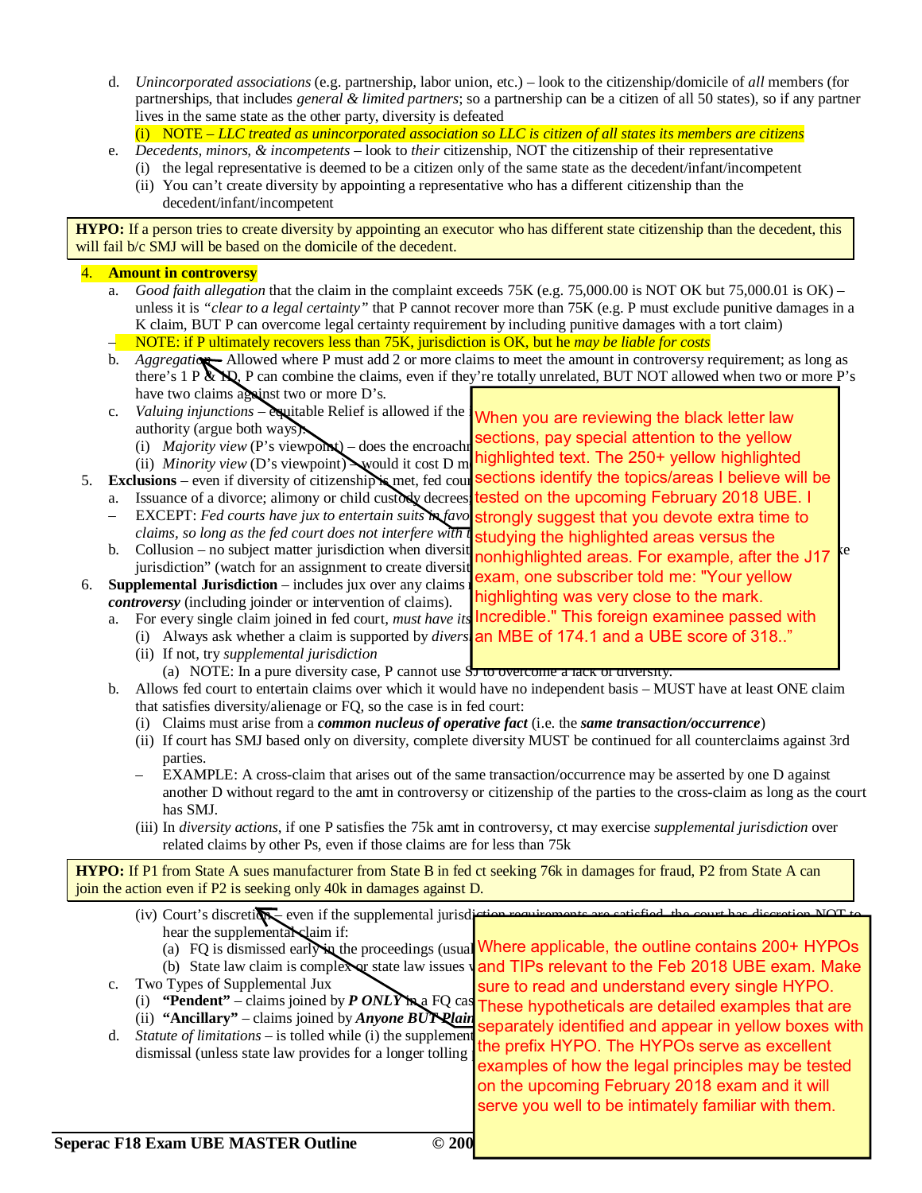d. *Unincorporated associations* (e.g. partnership, labor union, etc.) – look to the citizenship/domicile of *all* members (for partnerships, that includes *general & limited partners*; so a partnership can be a citizen of all 50 states), so if any partner lives in the same state as the other party, diversity is defeated
   (i) NOTE – *LLC treated as unincorporated association so LLC is citizen of all states its members are citizens*

e. *Decedents, minors, & incompetents* – look to *their* citizenship, NOT the citizenship of their representative
   (i) the legal representative is deemed to be a citizen only of the same state as the decedent/infant/incompetent
   (ii) You can't create diversity by appointing a representative who has a different citizenship than the decedent/infant/incompetent

> **HYPO:** If a person tries to create diversity by appointing an executor who has different state citizenship than the decedent, this will fail b/c SMJ will be based on the domicile of the decedent.

4. **Amount in controversy**
   a. *Good faith allegation* that the claim in the complaint exceeds 75K (e.g. 75,000.00 is NOT OK but 75,000.01 is OK) – unless it is *"clear to a legal certainty"* that P cannot recover more than 75K (e.g. P must exclude punitive damages in a K claim, BUT P can overcome legal certainty requirement by including punitive damages with a tort claim)
   – NOTE: if P ultimately recovers less than 75K, jurisdiction is OK, but he *may be liable for costs*
   b. *Aggregation* – Allowed where P must add 2 or more claims to meet the amount in controversy requirement; as long as there's 1 P & 1D, P can combine the claims, even if they're totally unrelated, BUT NOT allowed when two or more P's have two claims against two or more D's.
   c. *Valuing injunctions* – equitable Relief is allowed if the [...] authority (argue both ways):
      (i) *Majority view* (P's viewpoint) – does the encroachm[...]
      (ii) *Minority view* (D's viewpoint) – would it cost D m[...]

5. **Exclusions** – even if diversity of citizenship is met, fed cour[...]
   a. Issuance of a divorce; alimony or child custody decrees[...]
   – EXCEPT: *Fed courts have jux to entertain suits in favo[...] claims, so long as the fed court does not interfere with [...]*
   b. Collusion – no subject matter jurisdiction when diversit[...]ke jurisdiction" (watch for an assignment to create diversit[...]

6. **Supplemental Jurisdiction** – includes jux over any claims [...] *controversy* (including joinder or intervention of claims).
   a. For every single claim joined in fed court, *must have its* [...]
      (i) Always ask whether a claim is supported by *divers*[...]
      (ii) If not, try *supplemental jurisdiction*
         (a) NOTE: In a pure diversity case, P cannot use SJ to overcome a lack of diversity.
   b. Allows fed court to entertain claims over which it would have no independent basis – MUST have at least ONE claim that satisfies diversity/alienage or FQ, so the case is in fed court:
      (i) Claims must arise from a ***common nucleus of operative fact*** (i.e. the ***same transaction/occurrence***)
      (ii) If court has SMJ based only on diversity, complete diversity MUST be continued for all counterclaims against 3rd parties.
      – EXAMPLE: A cross-claim that arises out of the same transaction/occurrence may be asserted by one D against another D without regard to the amt in controversy or citizenship of the parties to the cross-claim as long as the court has SMJ.
      (iii) In *diversity actions*, if one P satisfies the 75k amt in controversy, ct may exercise *supplemental jurisdiction* over related claims by other Ps, even if those claims are for less than 75k

> **HYPO:** If P1 from State A sues manufacturer from State B in fed ct seeking 76k in damages for fraud, P2 from State A can join the action even if P2 is seeking only 40k in damages against D.

      (iv) Court's discretion – even if the supplemental jurisdi[...] the court has discretion NOT to hear the supplemental claim if:
         (a) FQ is dismissed early in the proceedings (usual[...]
         (b) State law claim is complex or state law issues v[...]
   c. Two Types of Supplemental Jux
      (i) **"Pendent"** – claims joined by ***P ONLY*** in a FQ cas[...]
      (ii) **"Ancillary"** – claims joined by ***Anyone BUT Plain***[...]
   d. *Statute of limitations* – is tolled while (i) the supplement[...] dismissal (unless state law provides for a longer tolling [...]

> When you are reviewing the black letter law sections, pay special attention to the yellow highlighted text. The 250+ yellow highlighted sections identify the topics/areas I believe will be tested on the upcoming February 2018 UBE. I strongly suggest that you devote extra time to studying the highlighted areas versus the nonhighlighted areas. For example, after the J17 exam, one subscriber told me: "Your yellow highlighting was very close to the mark. Incredible." This foreign examinee passed with an MBE of 174.1 and a UBE score of 318.."

> Where applicable, the outline contains 200+ HYPOs and TIPs relevant to the Feb 2018 UBE exam. Make sure to read and understand every single HYPO. These hypotheticals are detailed examples that are separately identified and appear in yellow boxes with the prefix HYPO. The HYPOs serve as excellent examples of how the legal principles may be tested on the upcoming February 2018 exam and it will serve you well to be intimately familiar with them.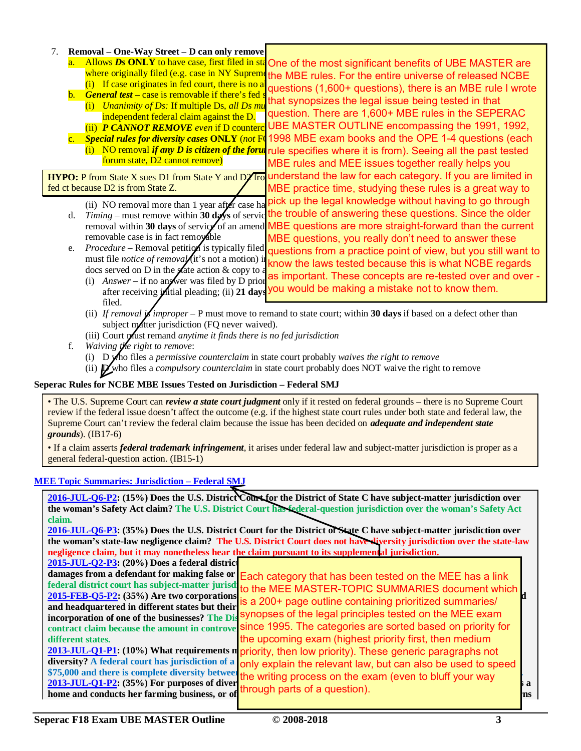7. **Removal – One-Way Street – D can only remove**
   a. Allows ***Ds*** **ONLY** to have case, first filed in sta
   where originally filed (e.g. case in NY Supreme
      (i) If case originates in fed court, there is no a
   b. ***General test*** – case is removable if there's fed s
      (i) *Unanimity of Ds:* If multiple Ds, *all Ds mu*
      independent federal claim against the D.
      (ii) ***P CANNOT REMOVE*** *even* if D counterc
   c. ***Special rules for diversity cases*** **ONLY** (*not* F
      (i) NO removal ***if any D is citizen of the foru***
      forum state, D2 cannot remove)

> One of the most significant benefits of UBE MASTER are the MBE rules. For the entire universe of released NCBE questions (1,600+ questions), there is an MBE rule I wrote that synopsizes the legal issue being tested in that question. There are 1,600+ MBE rules in the SEPERAC UBE MASTER OUTLINE encompassing the 1991, 1992, 1998 MBE exam books and the OPE 1-4 questions (each rule specifies where it is from). Seeing all the past tested MBE rules and MEE issues together really helps you understand the law for each category. If you are limited in MBE practice time, studying these rules is a great way to pick up the legal knowledge without having to go through the trouble of answering these questions. Since the older MBE questions are more straight-forward than the current MBE questions, you really don't need to answer these questions from a practice point of view, but you still want to know the laws tested because this is what NCBE regards as important. These concepts are re-tested over and over - you would be making a mistake not to know them.

**HYPO:** P from State X sues D1 from State Y and D2 fro
fed ct because D2 is from State Z.

      (ii) NO removal more than 1 year after case ha
   d. *Timing* – must remove within **30 days** of servic
   removal within **30 days** of service of an amend
   removable case is in fact removable
   e. *Procedure* – Removal petition is typically filed
   must file *notice of removal* (it's not a motion) i
   docs served on D in the state action & copy to a
      (i) *Answer* – if no answer was filed by D prior
      after receiving initial pleading; (ii) **21 days**
      filed.
      (ii) *If removal is improper* – P must move to remand to state court; within **30 days** if based on a defect other than subject matter jurisdiction (FQ never waived).
      (iii) Court must remand *anytime it finds there is no fed jurisdiction*
   f. *Waiving the right to remove*:
      (i) D who files a *permissive counterclaim* in state court probably *waives the right to remove*
      (ii) D who files a *compulsory counterclaim* in state court probably does NOT waive the right to remove

**Seperac Rules for NCBE MBE Issues Tested on Jurisdiction – Federal SMJ**

• The U.S. Supreme Court can ***review a state court judgment*** only if it rested on federal grounds – there is no Supreme Court review if the federal issue doesn't affect the outcome (e.g. if the highest state court rules under both state and federal law, the Supreme Court can't review the federal claim because the issue has been decided on ***adequate and independent state grounds***). (IB17-6)

• If a claim asserts ***federal trademark infringement***, it arises under federal law and subject-matter jurisdiction is proper as a general federal-question action. (IB15-1)

**MEE Topic Summaries: Jurisdiction – Federal SMJ**

**2016-JUL-Q6-P2: (15%) Does the U.S. District Court for the District of State C have subject-matter jurisdiction over the woman's Safety Act claim? The U.S. District Court has federal-question jurisdiction over the woman's Safety Act claim.**

**2016-JUL-Q6-P3: (35%) Does the U.S. District Court for the District of State C have subject-matter jurisdiction over the woman's state-law negligence claim? The U.S. District Court does not have diversity jurisdiction over the state-law negligence claim, but it may nonetheless hear the claim pursuant to its supplemental jurisdiction.**

**2015-JUL-Q2-P3: (20%) Does a federal district**
**damages from a defendant for making false or**
**federal district court has subject-matter jurisd**

**2015-FEB-Q5-P2: (35%) Are two corporations** ... **d**
**and headquartered in different states but their**
**incorporation of one of the businesses? The Dis**
**contract claim because the amount in controve**
**different states.**

**2013-JUL-Q1-P1: (10%) What requirements m**
**diversity? A federal court has jurisdiction of a**
**$75,000 and there is complete diversity between**

**2013-JUL-Q1-P2: (35%) For purposes of diver** ... **s a**
**home and conducts her farming business, or of** ... **ns**

> Each category that has been tested on the MEE has a link to the MEE MASTER-TOPIC SUMMARIES document which is a 200+ page outline containing prioritized summaries/ synopses of the legal principles tested on the MEE exam since 1995. The categories are sorted based on priority for the upcoming exam (highest priority first, then medium priority, then low priority). These generic paragraphs not only explain the relevant law, but can also be used to speed the writing process on the exam (even to bluff your way through parts of a question).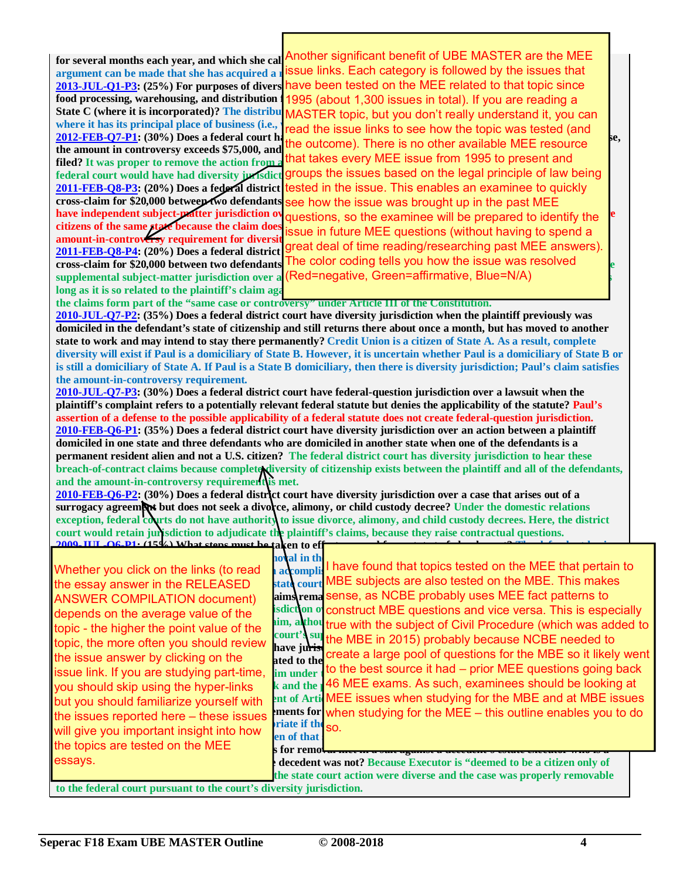for several months each year, and which she cal... argument can be made that she has acquired a ...

**2013-JUL-Q1-P3: (25%) For purposes of divers... food processing, warehousing, and distribution f... State C (where it is incorporated)?** The distribu... where it has its principal place of business (i.e., ...

**2012-FEB-Q7-P1: (30%) Does a federal court ha... the amount in controversy exceeds $75,000, and... filed?** It was proper to remove the action from a... federal court would have had diversity jurisdict...

**2011-FEB-Q8-P3: (20%) Does a federal district ... cross-claim for $20,000 between two defendants...** have independent subject-matter jurisdiction ov... citizens of the same state because the claim does... amount-in-controversy requirement for diversit...

**2011-FEB-Q8-P4: (20%) Does a federal district ... cross-claim for $20,000 between two defendants...** supplemental subject-matter jurisdiction over a... long as it is so related to the plaintiff's claim aga... the claims form part of the "same case or controversy" under Article III of the Constitution.

**2010-JUL-Q7-P2: (35%) Does a federal district court have diversity jurisdiction when the plaintiff previously was domiciled in the defendant's state of citizenship and still returns there about once a month, but has moved to another state to work and may intend to stay there permanently?** Credit Union is a citizen of State A. As a result, complete diversity will exist if Paul is a domiciliary of State B. However, it is uncertain whether Paul is a domiciliary of State B or is still a domiciliary of State A. If Paul is a State B domiciliary, then there is diversity jurisdiction; Paul's claim satisfies the amount-in-controversy requirement.

**2010-JUL-Q7-P3: (30%) Does a federal district court have federal-question jurisdiction over a lawsuit when the plaintiff's complaint refers to a potentially relevant federal statute but denies the applicability of the statute?** Paul's assertion of a defense to the possible applicability of a federal statute does not create federal-question jurisdiction.

**2010-FEB-Q6-P1: (35%) Does a federal district court have diversity jurisdiction over an action between a plaintiff domiciled in one state and three defendants who are domiciled in another state when one of the defendants is a permanent resident alien and not a U.S. citizen?** The federal district court has diversity jurisdiction to hear these breach-of-contract claims because complete diversity of citizenship exists between the plaintiff and all of the defendants, and the amount-in-controversy requirement is met.

**2010-FEB-Q6-P2: (30%) Does a federal district court have diversity jurisdiction over a case that arises out of a surrogacy agreement but does not seek a divorce, alimony, or child custody decree?** Under the domestic relations exception, federal courts do not have authority to issue divorce, alimony, and child custody decrees. Here, the district court would retain jurisdiction to adjudicate the plaintiff's claims, because they raise contractual questions.

**2009-JUL-Q6-P1: (15%) What steps must be taken to eff...** ...oval in th... ...accomplis... ...state court... ...aims rema... ...isdiction o... ...him, althou... ...court's sup... ...have juris... ...ated to the... ...im under ... ...k and the ... ...nt of Arti... ...ments for... ...priate if the... ...en of that ... ...s for removal met in a suit against a decedent's estate executor who is a... ...decedent was not? Because Executor is "deemed to be a citizen only of ... the state court action were diverse and the case was properly removable to the federal court pursuant to the court's diversity jurisdiction.

> Another significant benefit of UBE MASTER are the MEE issue links. Each category is followed by the issues that have been tested on the MEE related to that topic since 1995 (about 1,300 issues in total). If you are reading a MASTER topic, but you don't really understand it, you can read the issue links to see how the topic was tested (and the outcome). There is no other available MEE resource that takes every MEE issue from 1995 to present and groups the issues based on the legal principle of law being tested in the issue. This enables an examinee to quickly see how the issue was brought up in the past MEE questions, so the examinee will be prepared to identify the issue in future MEE questions (without having to spend a great deal of time reading/researching past MEE answers). The color coding tells you how the issue was resolved (Red=negative, Green=affirmative, Blue=N/A)

> Whether you click on the links (to read the essay answer in the RELEASED ANSWER COMPILATION document) depends on the average value of the topic - the higher the point value of the topic, the more often you should review the issue answer by clicking on the issue link. If you are studying part-time, you should skip using the hyper-links but you should familiarize yourself with the issues reported here – these issues will give you important insight into how the topics are tested on the MEE essays.

> I have found that topics tested on the MEE that pertain to MBE subjects are also tested on the MBE. This makes sense, as NCBE probably uses MEE fact patterns to construct MBE questions and vice versa. This is especially true with the subject of Civil Procedure (which was added to the MBE in 2015) probably because NCBE needed to create a large pool of questions for the MBE so it likely went to the best source it had – prior MEE questions going back 46 MEE exams. As such, examinees should be looking at MEE issues when studying for the MBE and at MBE issues when studying for the MEE – this outline enables you to do so.